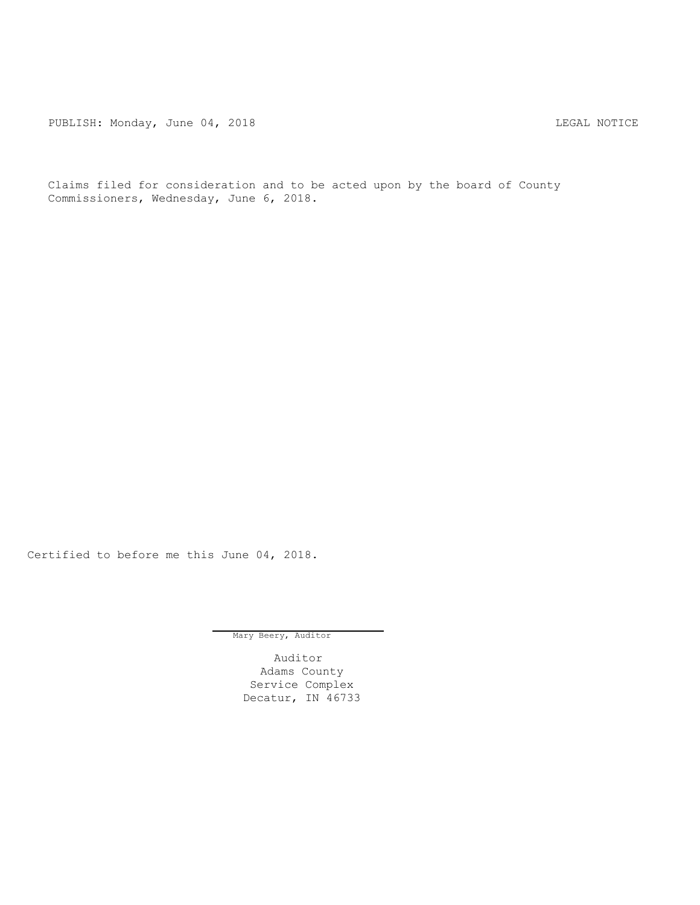PUBLISH: Monday, June 04, 2018 LEGAL NOTICE

Claims filed for consideration and to be acted upon by the board of County Commissioners, Wednesday, June 6, 2018.

Certified to before me this June 04, 2018.

Mary Beery, Auditor

Auditor
Adams County
Service Complex
Decatur, IN 46733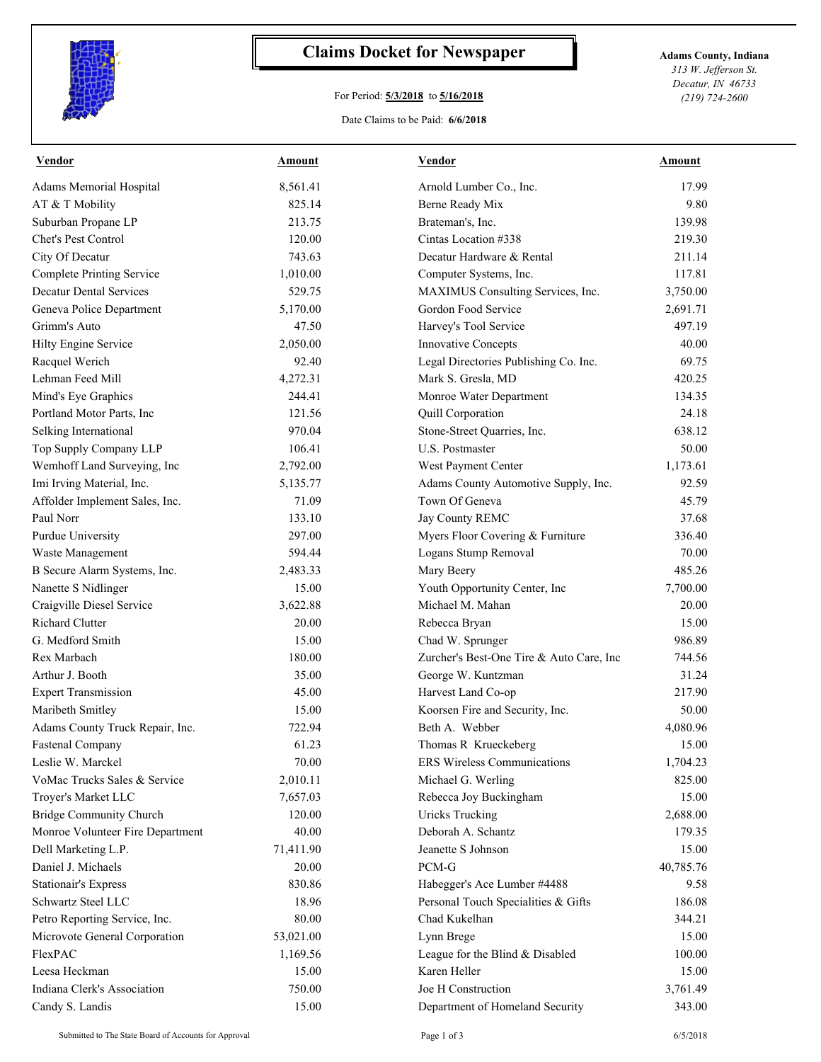# Claims Docket for Newspaper

For Period: **5/3/2018** to **5/16/2018**

Date Claims to be Paid: **6/6/2018**

**Adams County, Indiana**
*313 W. Jefferson St.*
*Decatur, IN 46733*
*(219) 724-2600*

| Vendor | Amount | Vendor | Amount |
|---|---|---|---|
| Adams Memorial Hospital | 8,561.41 | Arnold Lumber Co., Inc. | 17.99 |
| AT & T Mobility | 825.14 | Berne Ready Mix | 9.80 |
| Suburban Propane LP | 213.75 | Brateman's, Inc. | 139.98 |
| Chet's Pest Control | 120.00 | Cintas Location #338 | 219.30 |
| City Of Decatur | 743.63 | Decatur Hardware & Rental | 211.14 |
| Complete Printing Service | 1,010.00 | Computer Systems, Inc. | 117.81 |
| Decatur Dental Services | 529.75 | MAXIMUS Consulting Services, Inc. | 3,750.00 |
| Geneva Police Department | 5,170.00 | Gordon Food Service | 2,691.71 |
| Grimm's Auto | 47.50 | Harvey's Tool Service | 497.19 |
| Hilty Engine Service | 2,050.00 | Innovative Concepts | 40.00 |
| Racquel Werich | 92.40 | Legal Directories Publishing Co. Inc. | 69.75 |
| Lehman Feed Mill | 4,272.31 | Mark S. Gresla, MD | 420.25 |
| Mind's Eye Graphics | 244.41 | Monroe Water Department | 134.35 |
| Portland Motor Parts, Inc | 121.56 | Quill Corporation | 24.18 |
| Selking International | 970.04 | Stone-Street Quarries, Inc. | 638.12 |
| Top Supply Company LLP | 106.41 | U.S. Postmaster | 50.00 |
| Wemhoff Land Surveying, Inc | 2,792.00 | West Payment Center | 1,173.61 |
| Imi Irving Material, Inc. | 5,135.77 | Adams County Automotive Supply, Inc. | 92.59 |
| Affolder Implement Sales, Inc. | 71.09 | Town Of Geneva | 45.79 |
| Paul Norr | 133.10 | Jay County REMC | 37.68 |
| Purdue University | 297.00 | Myers Floor Covering & Furniture | 336.40 |
| Waste Management | 594.44 | Logans Stump Removal | 70.00 |
| B Secure Alarm Systems, Inc. | 2,483.33 | Mary Beery | 485.26 |
| Nanette S Nidlinger | 15.00 | Youth Opportunity Center, Inc | 7,700.00 |
| Craigville Diesel Service | 3,622.88 | Michael M. Mahan | 20.00 |
| Richard Clutter | 20.00 | Rebecca Bryan | 15.00 |
| G. Medford Smith | 15.00 | Chad W. Sprunger | 986.89 |
| Rex Marbach | 180.00 | Zurcher's Best-One Tire & Auto Care, Inc | 744.56 |
| Arthur J. Booth | 35.00 | George W. Kuntzman | 31.24 |
| Expert Transmission | 45.00 | Harvest Land Co-op | 217.90 |
| Maribeth Smitley | 15.00 | Koorsen Fire and Security, Inc. | 50.00 |
| Adams County Truck Repair, Inc. | 722.94 | Beth A. Webber | 4,080.96 |
| Fastenal Company | 61.23 | Thomas R Krueckeberg | 15.00 |
| Leslie W. Marckel | 70.00 | ERS Wireless Communications | 1,704.23 |
| VoMac Trucks Sales & Service | 2,010.11 | Michael G. Werling | 825.00 |
| Troyer's Market LLC | 7,657.03 | Rebecca Joy Buckingham | 15.00 |
| Bridge Community Church | 120.00 | Uricks Trucking | 2,688.00 |
| Monroe Volunteer Fire Department | 40.00 | Deborah A. Schantz | 179.35 |
| Dell Marketing L.P. | 71,411.90 | Jeanette S Johnson | 15.00 |
| Daniel J. Michaels | 20.00 | PCM-G | 40,785.76 |
| Stationair's Express | 830.86 | Habegger's Ace Lumber #4488 | 9.58 |
| Schwartz Steel LLC | 18.96 | Personal Touch Specialities & Gifts | 186.08 |
| Petro Reporting Service, Inc. | 80.00 | Chad Kukelhan | 344.21 |
| Microvote General Corporation | 53,021.00 | Lynn Brege | 15.00 |
| FlexPAC | 1,169.56 | League for the Blind & Disabled | 100.00 |
| Leesa Heckman | 15.00 | Karen Heller | 15.00 |
| Indiana Clerk's Association | 750.00 | Joe H Construction | 3,761.49 |
| Candy S. Landis | 15.00 | Department of Homeland Security | 343.00 |

Submitted to The State Board of Accounts for Approval

6/5/2018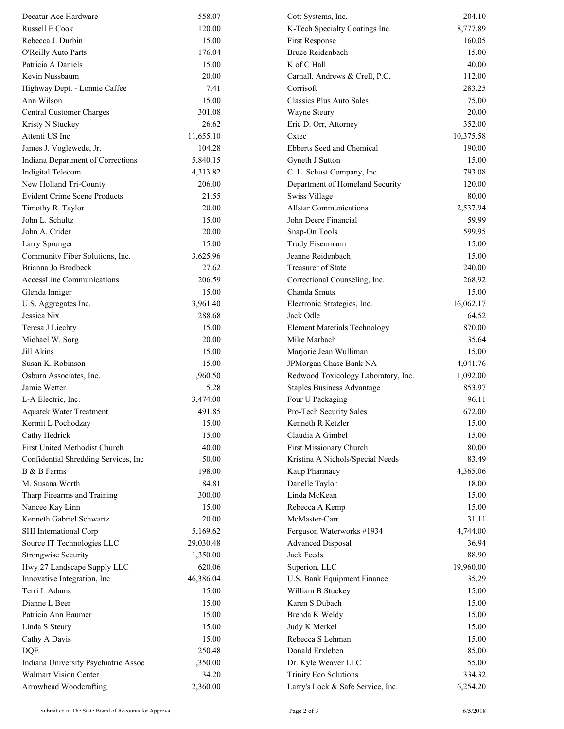| | |
|---|---|
| Decatur Ace Hardware | 558.07 |
| Russell E Cook | 120.00 |
| Rebecca J. Durbin | 15.00 |
| O'Reilly Auto Parts | 176.04 |
| Patricia A Daniels | 15.00 |
| Kevin Nussbaum | 20.00 |
| Highway Dept. - Lonnie Caffee | 7.41 |
| Ann Wilson | 15.00 |
| Central Customer Charges | 301.08 |
| Kristy N Stuckey | 26.62 |
| Attenti US Inc | 11,655.10 |
| James J. Voglewede, Jr. | 104.28 |
| Indiana Department of Corrections | 5,840.15 |
| Indigital Telecom | 4,313.82 |
| New Holland Tri-County | 206.00 |
| Evident Crime Scene Products | 21.55 |
| Timothy R. Taylor | 20.00 |
| John L. Schultz | 15.00 |
| John A. Crider | 20.00 |
| Larry Sprunger | 15.00 |
| Community Fiber Solutions, Inc. | 3,625.96 |
| Brianna Jo Brodbeck | 27.62 |
| AccessLine Communications | 206.59 |
| Glenda Inniger | 15.00 |
| U.S. Aggregates Inc. | 3,961.40 |
| Jessica Nix | 288.68 |
| Teresa J Liechty | 15.00 |
| Michael W. Sorg | 20.00 |
| Jill Akins | 15.00 |
| Susan K. Robinson | 15.00 |
| Osburn Associates, Inc. | 1,960.50 |
| Jamie Wetter | 5.28 |
| L-A Electric, Inc. | 3,474.00 |
| Aquatek Water Treatment | 491.85 |
| Kermit L Pochodzay | 15.00 |
| Cathy Hedrick | 15.00 |
| First United Methodist Church | 40.00 |
| Confidential Shredding Services, Inc | 50.00 |
| B & B Farms | 198.00 |
| M. Susana Worth | 84.81 |
| Tharp Firearms and Training | 300.00 |
| Nancee Kay Linn | 15.00 |
| Kenneth Gabriel Schwartz | 20.00 |
| SHI International Corp | 5,169.62 |
| Source IT Technologies LLC | 29,030.48 |
| Strongwise Security | 1,350.00 |
| Hwy 27 Landscape Supply LLC | 620.06 |
| Innovative Integration, Inc | 46,386.04 |
| Terri L Adams | 15.00 |
| Dianne L Beer | 15.00 |
| Patricia Ann Baumer | 15.00 |
| Linda S Steury | 15.00 |
| Cathy A Davis | 15.00 |
| DQE | 250.48 |
| Indiana University Psychiatric Assoc | 1,350.00 |
| Walmart Vision Center | 34.20 |
| Arrowhead Woodcrafting | 2,360.00 |
| Cott Systems, Inc. | 204.10 |
| K-Tech Specialty Coatings Inc. | 8,777.89 |
| First Response | 160.05 |
| Bruce Reidenbach | 15.00 |
| K of C Hall | 40.00 |
| Carnall, Andrews & Crell, P.C. | 112.00 |
| Corrisoft | 283.25 |
| Classics Plus Auto Sales | 75.00 |
| Wayne Steury | 20.00 |
| Eric D. Orr, Attorney | 352.00 |
| Cxtec | 10,375.58 |
| Ebberts Seed and Chemical | 190.00 |
| Gyneth J Sutton | 15.00 |
| C. L. Schust Company, Inc. | 793.08 |
| Department of Homeland Security | 120.00 |
| Swiss Village | 80.00 |
| Allstar Communications | 2,537.94 |
| John Deere Financial | 59.99 |
| Snap-On Tools | 599.95 |
| Trudy Eisenmann | 15.00 |
| Jeanne Reidenbach | 15.00 |
| Treasurer of State | 240.00 |
| Correctional Counseling, Inc. | 268.92 |
| Chanda Smuts | 15.00 |
| Electronic Strategies, Inc. | 16,062.17 |
| Jack Odle | 64.52 |
| Element Materials Technology | 870.00 |
| Mike Marbach | 35.64 |
| Marjorie Jean Wulliman | 15.00 |
| JPMorgan Chase Bank NA | 4,041.76 |
| Redwood Toxicology Laboratory, Inc. | 1,092.00 |
| Staples Business Advantage | 853.97 |
| Four U Packaging | 96.11 |
| Pro-Tech Security Sales | 672.00 |
| Kenneth R Ketzler | 15.00 |
| Claudia A Gimbel | 15.00 |
| First Missionary Church | 80.00 |
| Kristina A Nichols/Special Needs | 83.49 |
| Kaup Pharmacy | 4,365.06 |
| Danelle Taylor | 18.00 |
| Linda McKean | 15.00 |
| Rebecca A Kemp | 15.00 |
| McMaster-Carr | 31.11 |
| Ferguson Waterworks #1934 | 4,744.00 |
| Advanced Disposal | 36.94 |
| Jack Feeds | 88.90 |
| Superion, LLC | 19,960.00 |
| U.S. Bank Equipment Finance | 35.29 |
| William B Stuckey | 15.00 |
| Karen S Dubach | 15.00 |
| Brenda K Weldy | 15.00 |
| Judy K Merkel | 15.00 |
| Rebecca S Lehman | 15.00 |
| Donald Erxleben | 85.00 |
| Dr. Kyle Weaver LLC | 55.00 |
| Trinity Eco Solutions | 334.32 |
| Larry's Lock & Safe Service, Inc. | 6,254.20 |

Submitted to The State Board of Accounts for Approval 6/5/2018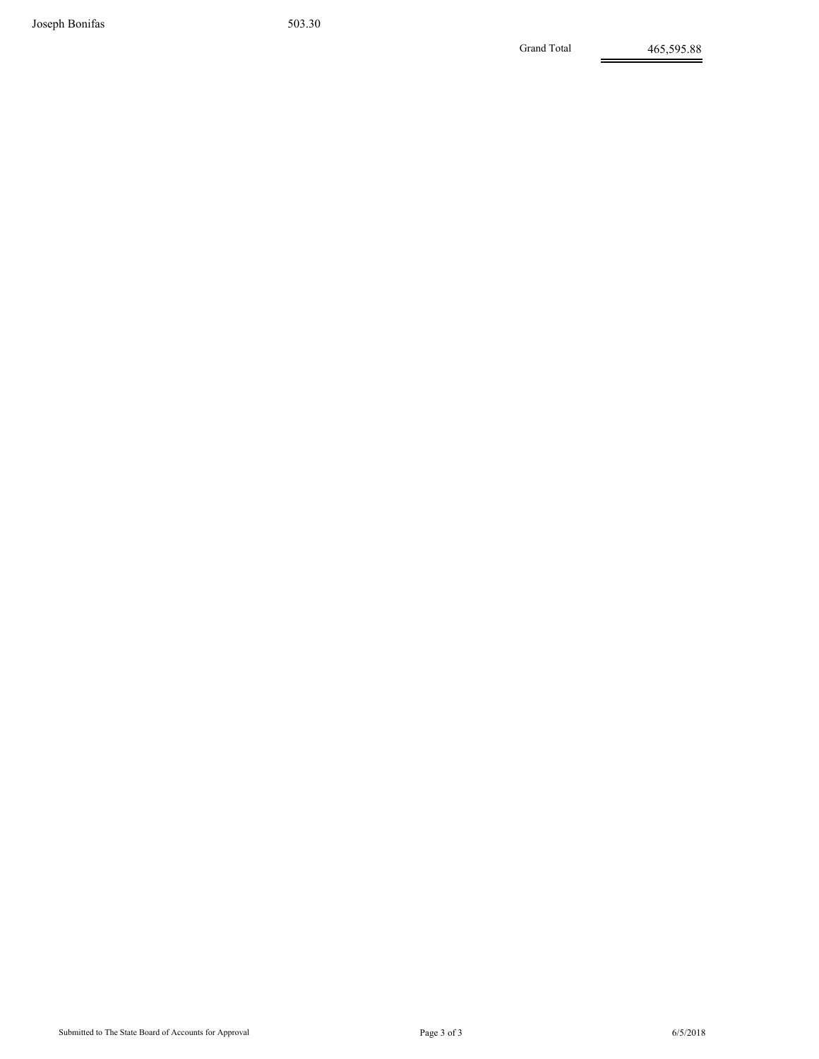| | |
|---|---|
| Joseph Bonifas | 503.30 |

| | |
|---|---|
| Grand Total | 465,595.88 |

Submitted to The State Board of Accounts for Approval

6/5/2018